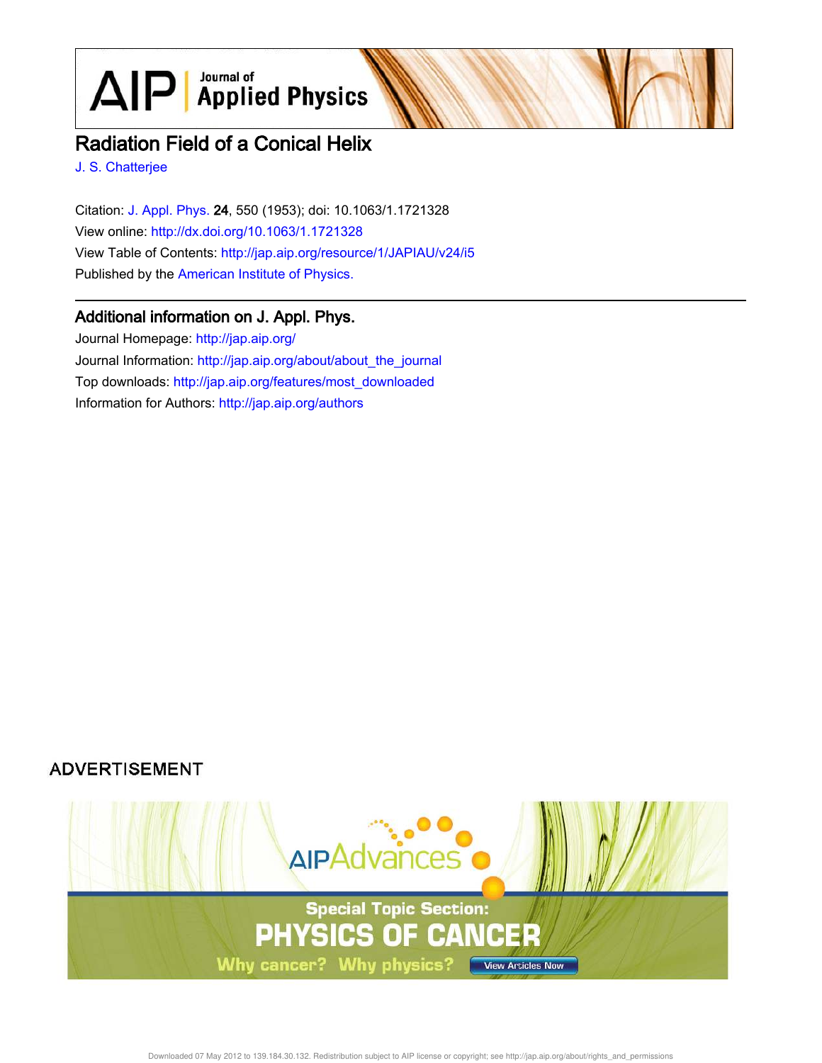# Radiation Field of a Conical Helix

J. S. Chatterjee

Citation: J. Appl. Phys. **24**, 550 (1953); doi: 10.1063/1.1721328
View online: http://dx.doi.org/10.1063/1.1721328
View Table of Contents: http://jap.aip.org/resource/1/JAPIAU/v24/i5
Published by the American Institute of Physics.

## Additional information on J. Appl. Phys.

Journal Homepage: http://jap.aip.org/
Journal Information: http://jap.aip.org/about/about_the_journal
Top downloads: http://jap.aip.org/features/most_downloaded
Information for Authors: http://jap.aip.org/authors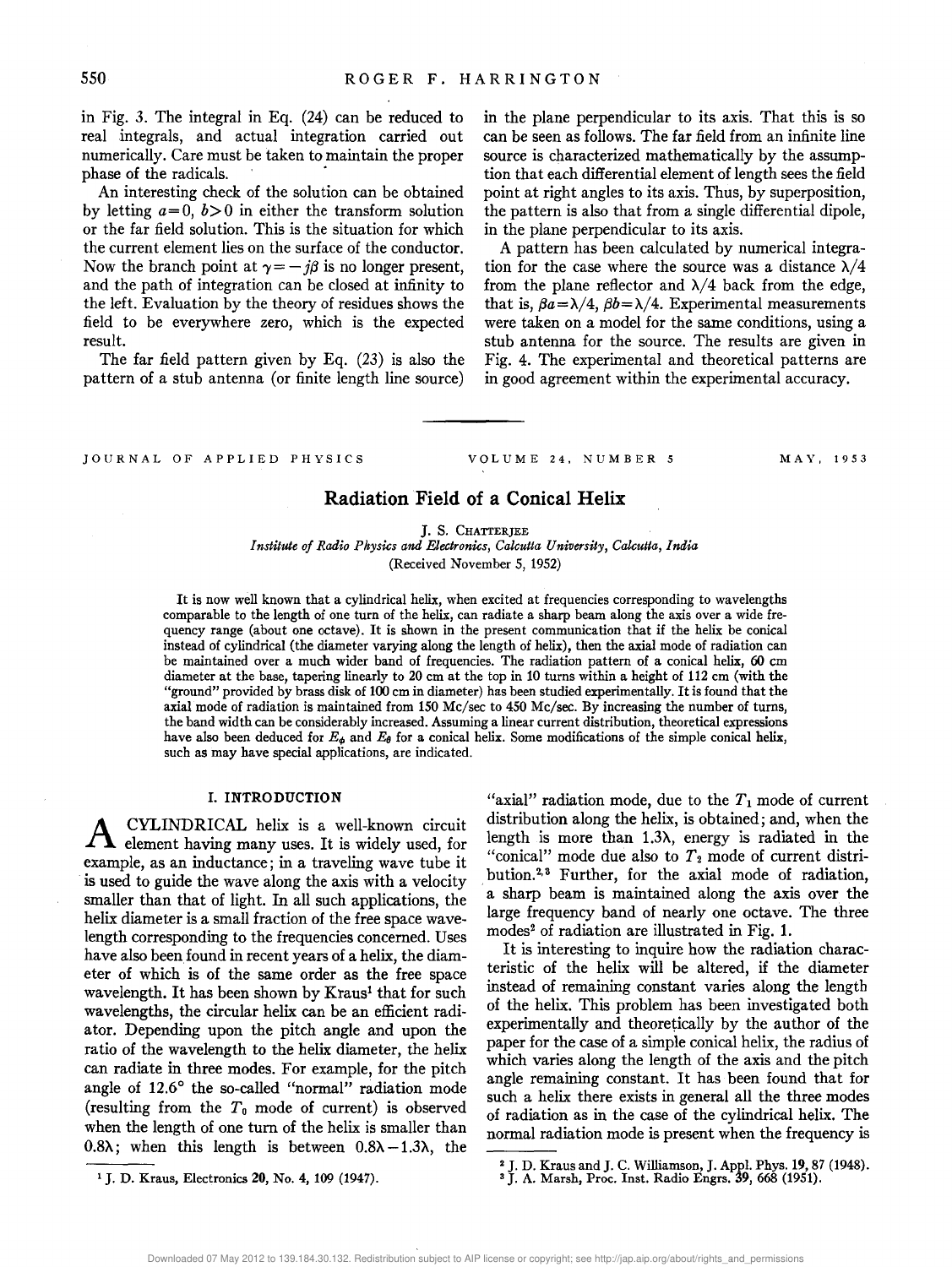in Fig. 3. The integral in Eq. (24) can be reduced to real integrals, and actual integration carried out numerically. Care must be taken to maintain the proper phase of the radicals.

An interesting check of the solution can be obtained by letting $a=0$, $b>0$ in either the transform solution or the far field solution. This is the situation for which the current element lies on the surface of the conductor. Now the branch point at $\gamma=-j\beta$ is no longer present, and the path of integration can be closed at infinity to the left. Evaluation by the theory of residues shows the field to be everywhere zero, which is the expected result.

The far field pattern given by Eq. (23) is also the pattern of a stub antenna (or finite length line source) in the plane perpendicular to its axis. That this is so can be seen as follows. The far field from an infinite line source is characterized mathematically by the assumption that each differential element of length sees the field point at right angles to its axis. Thus, by superposition, the pattern is also that from a single differential dipole, in the plane perpendicular to its axis.

A pattern has been calculated by numerical integration for the case where the source was a distance $\lambda/4$ from the plane reflector and $\lambda/4$ back from the edge, that is, $\beta a=\lambda/4$, $\beta b=\lambda/4$. Experimental measurements were taken on a model for the same conditions, using a stub antenna for the source. The results are given in Fig. 4. The experimental and theoretical patterns are in good agreement within the experimental accuracy.

---

JOURNAL OF APPLIED PHYSICS VOLUME 24, NUMBER 5 MAY, 1953

# Radiation Field of a Conical Helix

J. S. Chatterjee

*Institute of Radio Physics and Electronics, Calcutta University, Calcutta, India*

(Received November 5, 1952)

It is now well known that a cylindrical helix, when excited at frequencies corresponding to wavelengths comparable to the length of one turn of the helix, can radiate a sharp beam along the axis over a wide frequency range (about one octave). It is shown in the present communication that if the helix be conical instead of cylindrical (the diameter varying along the length of helix), then the axial mode of radiation can be maintained over a much wider band of frequencies. The radiation pattern of a conical helix, 60 cm diameter at the base, tapering linearly to 20 cm at the top in 10 turns within a height of 112 cm (with the "ground" provided by brass disk of 100 cm in diameter) has been studied experimentally. It is found that the axial mode of radiation is maintained from 150 Mc/sec to 450 Mc/sec. By increasing the number of turns, the band width can be considerably increased. Assuming a linear current distribution, theoretical expressions have also been deduced for $E_\phi$ and $E_\theta$ for a conical helix. Some modifications of the simple conical helix, such as may have special applications, are indicated.

## I. INTRODUCTION

A cylindrical helix is a well-known circuit element having many uses. It is widely used, for example, as an inductance; in a traveling wave tube it is used to guide the wave along the axis with a velocity smaller than that of light. In all such applications, the helix diameter is a small fraction of the free space wavelength corresponding to the frequencies concerned. Uses have also been found in recent years of a helix, the diameter of which is of the same order as the free space wavelength. It has been shown by Kraus[1] that for such wavelengths, the circular helix can be an efficient radiator. Depending upon the pitch angle and upon the ratio of the wavelength to the helix diameter, the helix can radiate in three modes. For example, for the pitch angle of 12.6° the so-called "normal" radiation mode (resulting from the $T_0$ mode of current) is observed when the length of one turn of the helix is smaller than $0.8\lambda$; when this length is between $0.8\lambda-1.3\lambda$, the "axial" radiation mode, due to the $T_1$ mode of current distribution along the helix, is obtained; and, when the length is more than $1.3\lambda$, energy is radiated in the "conical" mode due also to $T_2$ mode of current distribution.[2,3] Further, for the axial mode of radiation, a sharp beam is maintained along the axis over the large frequency band of nearly one octave. The three modes[2] of radiation are illustrated in Fig. 1.

It is interesting to inquire how the radiation characteristic of the helix will be altered, if the diameter instead of remaining constant varies along the length of the helix. This problem has been investigated both experimentally and theoretically by the author of the paper for the case of a simple conical helix, the radius of which varies along the length of the axis and the pitch angle remaining constant. It has been found that for such a helix there exists in general all the three modes of radiation as in the case of the cylindrical helix. The normal radiation mode is present when the frequency is

---

[1] J. D. Kraus, Electronics 20, No. 4, 109 (1947).

[2] J. D. Kraus and J. C. Williamson, J. Appl. Phys. 19, 87 (1948).

[3] J. A. Marsh, Proc. Inst. Radio Engrs. 39, 668 (1951).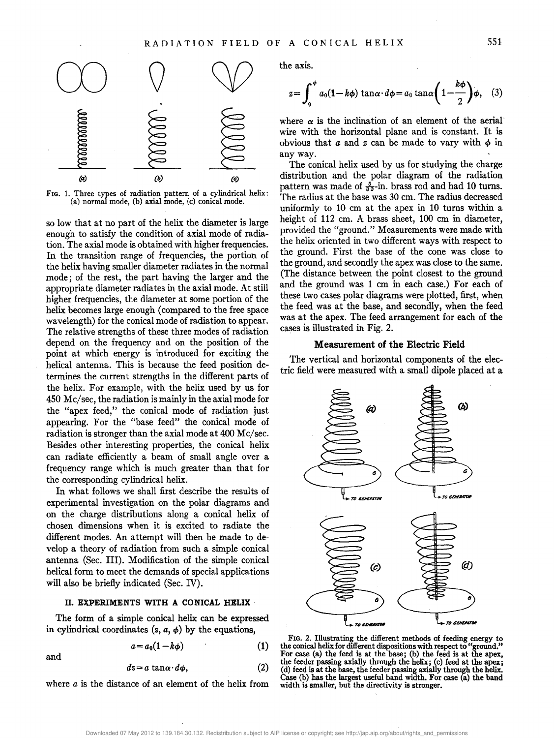FIG. 1. Three types of radiation pattern of a cylindrical helix: (a) normal mode, (b) axial mode, (c) conical mode.

so low that at no part of the helix the diameter is large enough to satisfy the condition of axial mode of radiation. The axial mode is obtained with higher frequencies. In the transition range of frequencies, the portion of the helix having smaller diameter radiates in the normal mode; of the rest, the part having the larger and the appropriate diameter radiates in the axial mode. At still higher frequencies, the diameter at some portion of the helix becomes large enough (compared to the free space wavelength) for the conical mode of radiation to appear. The relative strengths of these three modes of radiation depend on the frequency and on the position of the point at which energy is introduced for exciting the helical antenna. This is because the feed position determines the current strengths in the different parts of the helix. For example, with the helix used by us for 450 Mc/sec, the radiation is mainly in the axial mode for the "apex feed," the conical mode of radiation just appearing. For the "base feed" the conical mode of radiation is stronger than the axial mode at 400 Mc/sec. Besides other interesting properties, the conical helix can radiate efficiently a beam of small angle over a frequency range which is much greater than that for the corresponding cylindrical helix.

In what follows we shall first describe the results of experimental investigation on the polar diagrams and on the charge distributions along a conical helix of chosen dimensions when it is excited to radiate the different modes. An attempt will then be made to develop a theory of radiation from such a simple conical antenna (Sec. III). Modification of the simple conical helical form to meet the demands of special applications will also be briefly indicated (Sec. IV).

## II. EXPERIMENTS WITH A CONICAL HELIX

The form of a simple conical helix can be expressed in cylindrical coordinates $(z, a, \phi)$ by the equations,

$$a = a_0(1 - k\phi) \qquad (1)$$

and

$$dz = a \tan\alpha \cdot d\phi, \qquad (2)$$

where $a$ is the distance of an element of the helix from the axis.

$$z = \int_0^\phi a_0(1 - k\phi) \tan\alpha \cdot d\phi = a_0 \tan\alpha\left(1 - \frac{k\phi}{2}\right)\phi, \qquad (3)$$

where $\alpha$ is the inclination of an element of the aerial wire with the horizontal plane and is constant. It is obvious that $a$ and $z$ can be made to vary with $\phi$ in any way.

The conical helix used by us for studying the charge distribution and the polar diagram of the radiation pattern was made of $\frac{5}{32}$-in. brass rod and had 10 turns. The radius at the base was 30 cm. The radius decreased uniformly to 10 cm at the apex in 10 turns within a height of 112 cm. A brass sheet, 100 cm in diameter, provided the "ground." Measurements were made with the helix oriented in two different ways with respect to the ground. First the base of the cone was close to the ground, and secondly the apex was close to the same. (The distance between the point closest to the ground and the ground was 1 cm in each case.) For each of these two cases polar diagrams were plotted, first, when the feed was at the base, and secondly, when the feed was at the apex. The feed arrangement for each of the cases is illustrated in Fig. 2.

### Measurement of the Electric Field

The vertical and horizontal components of the electric field were measured with a small dipole placed at a

FIG. 2. Illustrating the different methods of feeding energy to the conical helix for different dispositions with respect to "ground." For case (a) the feed is at the base; (b) the feed is at the apex, the feeder passing axially through the helix; (c) feed at the apex; (d) feed is at the base, the feeder passing axially through the helix. Case (b) has the largest useful band width. For case (a) the band width is smaller, but the directivity is stronger.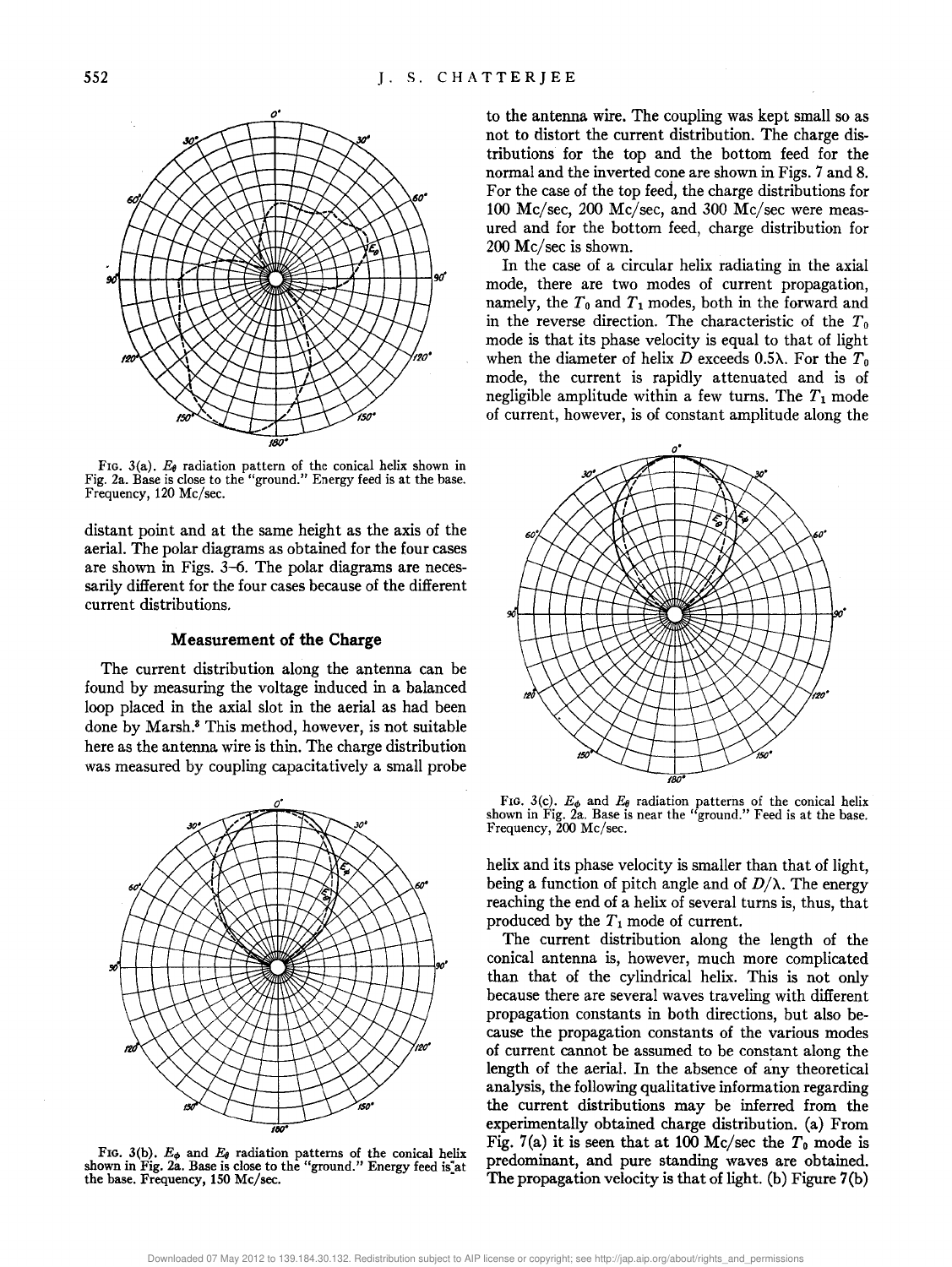FIG. 3(a). $E_\theta$ radiation pattern of the conical helix shown in Fig. 2a. Base is close to the "ground." Energy feed is at the base. Frequency, 120 Mc/sec.

distant point and at the same height as the axis of the aerial. The polar diagrams as obtained for the four cases are shown in Figs. 3–6. The polar diagrams are necessarily different for the four cases because of the different current distributions.

## Measurement of the Charge

The current distribution along the antenna can be found by measuring the voltage induced in a balanced loop placed in the axial slot in the aerial as had been done by Marsh.[8] This method, however, is not suitable here as the antenna wire is thin. The charge distribution was measured by coupling capacitatively a small probe to the antenna wire. The coupling was kept small so as not to distort the current distribution. The charge distributions for the top and the bottom feed for the normal and the inverted cone are shown in Figs. 7 and 8. For the case of the top feed, the charge distributions for 100 Mc/sec, 200 Mc/sec, and 300 Mc/sec were measured and for the bottom feed, charge distribution for 200 Mc/sec is shown.

FIG. 3(b). $E_\phi$ and $E_\theta$ radiation patterns of the conical helix shown in Fig. 2a. Base is close to the "ground." Energy feed is at the base. Frequency, 150 Mc/sec.

In the case of a circular helix radiating in the axial mode, there are two modes of current propagation, namely, the $T_0$ and $T_1$ modes, both in the forward and in the reverse direction. The characteristic of the $T_0$ mode is that its phase velocity is equal to that of light when the diameter of helix $D$ exceeds $0.5\lambda$. For the $T_0$ mode, the current is rapidly attenuated and is of negligible amplitude within a few turns. The $T_1$ mode of current, however, is of constant amplitude along the helix and its phase velocity is smaller than that of light, being a function of pitch angle and of $D/\lambda$. The energy reaching the end of a helix of several turns is, thus, that produced by the $T_1$ mode of current.

FIG. 3(c). $E_\phi$ and $E_\theta$ radiation patterns of the conical helix shown in Fig. 2a. Base is near the "ground." Feed is at the base. Frequency, 200 Mc/sec.

The current distribution along the length of the conical antenna is, however, much more complicated than that of the cylindrical helix. This is not only because there are several waves traveling with different propagation constants in both directions, but also because the propagation constants of the various modes of current cannot be assumed to be constant along the length of the aerial. In the absence of any theoretical analysis, the following qualitative information regarding the current distributions may be inferred from the experimentally obtained charge distribution. (a) From Fig. 7(a) it is seen that at 100 Mc/sec the $T_0$ mode is predominant, and pure standing waves are obtained. The propagation velocity is that of light. (b) Figure 7(b)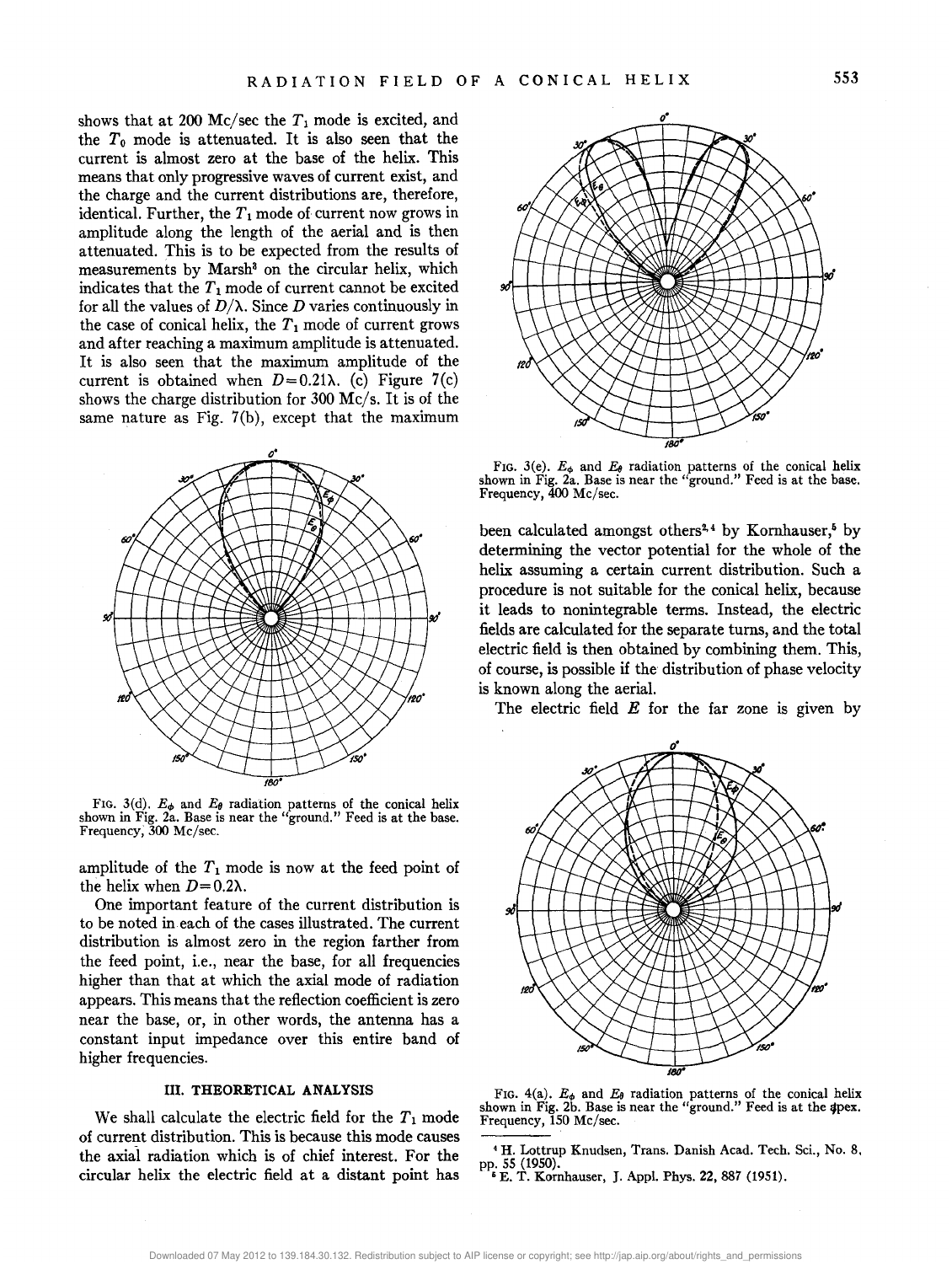shows that at 200 Mc/sec the $T_1$ mode is excited, and the $T_0$ mode is attenuated. It is also seen that the current is almost zero at the base of the helix. This means that only progressive waves of current exist, and the charge and the current distributions are, therefore, identical. Further, the $T_1$ mode of current now grows in amplitude along the length of the aerial and is then attenuated. This is to be expected from the results of measurements by Marsh[3] on the circular helix, which indicates that the $T_1$ mode of current cannot be excited for all the values of $D/\lambda$. Since $D$ varies continuously in the case of conical helix, the $T_1$ mode of current grows and after reaching a maximum amplitude is attenuated. It is also seen that the maximum amplitude of the current is obtained when $D=0.21\lambda$. (c) Figure 7(c) shows the charge distribution for 300 Mc/s. It is of the same nature as Fig. 7(b), except that the maximum amplitude of the $T_1$ mode is now at the feed point of the helix when $D=0.2\lambda$.

FIG. 3(d). $E_\phi$ and $E_\theta$ radiation patterns of the conical helix shown in Fig. 2a. Base is near the "ground." Feed is at the base. Frequency, 300 Mc/sec.

One important feature of the current distribution is to be noted in each of the cases illustrated. The current distribution is almost zero in the region farther from the feed point, i.e., near the base, for all frequencies higher than that at which the axial mode of radiation appears. This means that the reflection coefficient is zero near the base, or, in other words, the antenna has a constant input impedance over this entire band of higher frequencies.

## III. THEORETICAL ANALYSIS

We shall calculate the electric field for the $T_1$ mode of current distribution. This is because this mode causes the axial radiation which is of chief interest. For the circular helix the electric field at a distant point has been calculated amongst others[2,4] by Kornhauser,[5] by determining the vector potential for the whole of the helix assuming a certain current distribution. Such a procedure is not suitable for the conical helix, because it leads to nonintegrable terms. Instead, the electric fields are calculated for the separate turns, and the total electric field is then obtained by combining them. This, of course, is possible if the distribution of phase velocity is known along the aerial.

FIG. 3(e). $E_\phi$ and $E_\theta$ radiation patterns of the conical helix shown in Fig. 2a. Base is near the "ground." Feed is at the base. Frequency, 400 Mc/sec.

The electric field $E$ for the far zone is given by

FIG. 4(a). $E_\phi$ and $E_\theta$ radiation patterns of the conical helix shown in Fig. 2b. Base is near the "ground." Feed is at the apex. Frequency, 150 Mc/sec.

[4] H. Lottrup Knudsen, Trans. Danish Acad. Tech. Sci., No. 8, pp. 55 (1950).

[5] E. T. Kornhauser, J. Appl. Phys. 22, 887 (1951).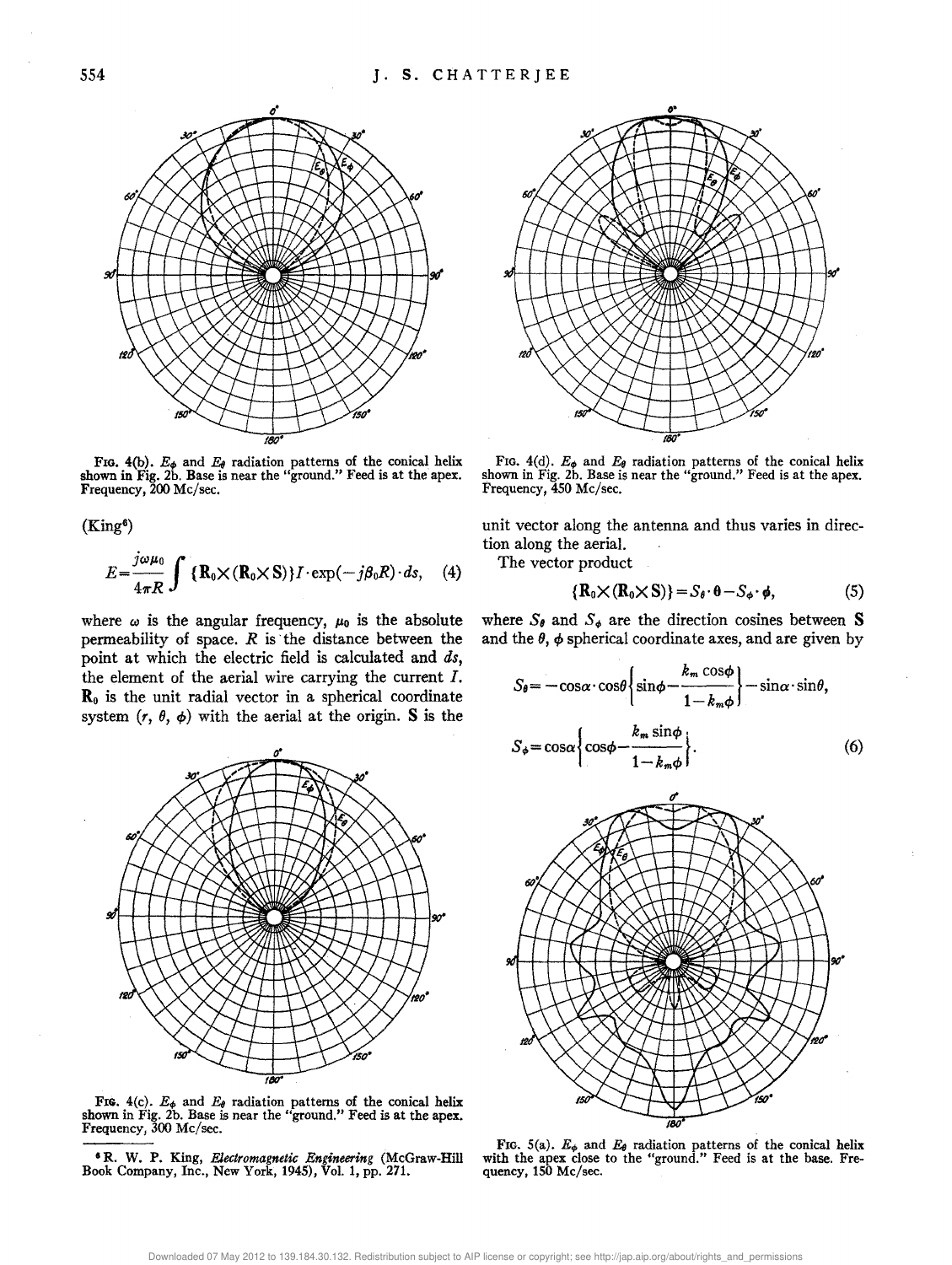FIG. 4(b). $E_\phi$ and $E_\theta$ radiation patterns of the conical helix shown in Fig. 2b. Base is near the "ground." Feed is at the apex. Frequency, 200 Mc/sec.

FIG. 4(d). $E_\phi$ and $E_\theta$ radiation patterns of the conical helix shown in Fig. 2b. Base is near the "ground." Feed is at the apex. Frequency, 450 Mc/sec.

(King[6])

$$E=\frac{j\omega\mu_0}{4\pi R}\int\{\mathbf{R}_0\times(\mathbf{R}_0\times\mathbf{S})\}I\cdot\exp(-j\beta_0 R)\cdot ds,\quad (4)$$

where $\omega$ is the angular frequency, $\mu_0$ is the absolute permeability of space. $R$ is the distance between the point at which the electric field is calculated and $ds$, the element of the aerial wire carrying the current $I$. $\mathbf{R}_0$ is the unit radial vector in a spherical coordinate system $(r, \theta, \phi)$ with the aerial at the origin. $\mathbf{S}$ is the unit vector along the antenna and thus varies in direction along the aerial.

The vector product

$$\{\mathbf{R}_0\times(\mathbf{R}_0\times\mathbf{S})\}=S_\theta\cdot\boldsymbol{\theta}-S_\phi\cdot\boldsymbol{\phi},\quad (5)$$

where $S_\theta$ and $S_\phi$ are the direction cosines between $\mathbf{S}$ and the $\theta$, $\phi$ spherical coordinate axes, and are given by

$$S_\theta=-\cos\alpha\cdot\cos\theta\left\{\sin\phi-\frac{k_m\cos\phi}{1-k_m\phi}\right\}-\sin\alpha\cdot\sin\theta,$$

$$S_\phi=\cos\alpha\left\{\cos\phi-\frac{k_m\sin\phi}{1-k_m\phi}\right\}.\quad (6)$$

FIG. 4(c). $E_\phi$ and $E_\theta$ radiation patterns of the conical helix shown in Fig. 2b. Base is near the "ground." Feed is at the apex. Frequency, 300 Mc/sec.

FIG. 5(a). $E_\phi$ and $E_\theta$ radiation patterns of the conical helix with the apex close to the "ground." Feed is at the base. Frequency, 150 Mc/sec.

[6] R. W. P. King, *Electromagnetic Engineering* (McGraw-Hill Book Company, Inc., New York, 1945), Vol. 1, pp. 271.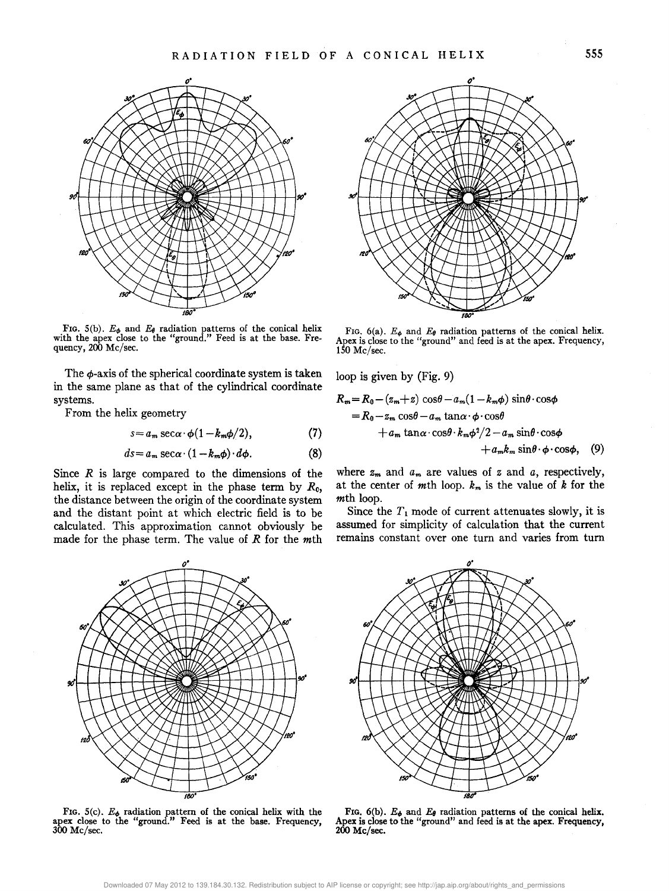FIG. 5(b). $E_\phi$ and $E_\theta$ radiation patterns of the conical helix with the apex close to the "ground." Feed is at the base. Frequency, 200 Mc/sec.

FIG. 6(a). $E_\phi$ and $E_\theta$ radiation patterns of the conical helix. Apex is close to the "ground" and feed is at the apex. Frequency, 150 Mc/sec.

The $\phi$-axis of the spherical coordinate system is taken in the same plane as that of the cylindrical coordinate systems.

From the helix geometry

$$s = a_m \sec\alpha \cdot \phi(1 - k_m\phi/2), \tag{7}$$

$$ds = a_m \sec\alpha \cdot (1 - k_m\phi) \cdot d\phi. \tag{8}$$

Since $R$ is large compared to the dimensions of the helix, it is replaced except in the phase term by $R_0$, the distance between the origin of the coordinate system and the distant point at which electric field is to be calculated. This approximation cannot obviously be made for the phase term. The value of $R$ for the $m$th loop is given by (Fig. 9)

$$\begin{aligned} R_m &= R_0 - (z_m + z)\cos\theta - a_m(1 - k_m\phi)\sin\theta \cdot \cos\phi \\ &= R_0 - z_m\cos\theta - a_m\tan\alpha \cdot \phi \cdot \cos\theta \\ &\quad + a_m\tan\alpha \cdot \cos\theta \cdot k_m\phi^2/2 - a_m\sin\theta \cdot \cos\phi \\ &\quad + a_m k_m \sin\theta \cdot \phi \cdot \cos\phi, \end{aligned} \tag{9}$$

where $z_m$ and $a_m$ are values of $z$ and $a$, respectively, at the center of $m$th loop. $k_m$ is the value of $k$ for the $m$th loop.

Since the $T_1$ mode of current attenuates slowly, it is assumed for simplicity of calculation that the current remains constant over one turn and varies from turn

FIG. 5(c). $E_\phi$ radiation pattern of the conical helix with the apex close to the "ground." Feed is at the base. Frequency, 300 Mc/sec.

FIG. 6(b). $E_\phi$ and $E_\theta$ radiation patterns of the conical helix. Apex is close to the "ground" and feed is at the apex. Frequency, 200 Mc/sec.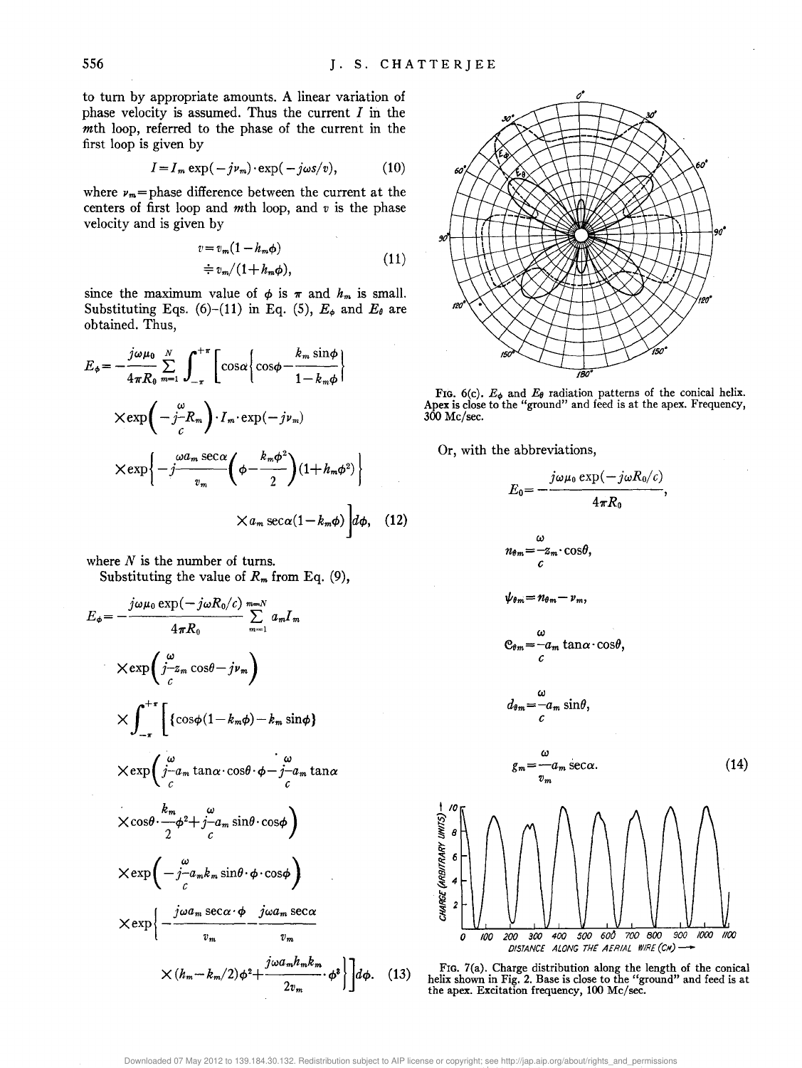to turn by appropriate amounts. A linear variation of phase velocity is assumed. Thus the current $I$ in the $m$th loop, referred to the phase of the current in the first loop is given by

$$I = I_m \exp(-j\nu_m)\cdot\exp(-j\omega s/v), \tag{10}$$

where $\nu_m$ = phase difference between the current at the centers of first loop and $m$th loop, and $v$ is the phase velocity and is given by

$$\begin{aligned} v &= v_m(1-h_m\phi) \\ &\doteq v_m/(1+h_m\phi), \end{aligned} \tag{11}$$

since the maximum value of $\phi$ is $\pi$ and $h_m$ is small. Substituting Eqs. (6)–(11) in Eq. (5), $E_\phi$ and $E_\theta$ are obtained. Thus,

$$\begin{aligned} E_\phi = -\frac{j\omega\mu_0}{4\pi R_0}\sum_{m=1}^{N}\int_{-\pi}^{+\pi}\Bigg[\cos\alpha\left\{\cos\phi-\frac{k_m\sin\phi}{1-k_m\phi}\right\} \\ \times\exp\left(-j\frac{\omega}{c}R_m\right)\cdot I_m\cdot\exp(-j\nu_m) \\ \times\exp\left\{-j\frac{\omega a_m\sec\alpha}{v_m}\left(\phi-\frac{k_m\phi^2}{2}\right)(1+h_m\phi^2)\right\} \\ \times a_m\sec\alpha(1-k_m\phi)\Bigg]d\phi, \end{aligned} \tag{12}$$

where $N$ is the number of turns.

Substituting the value of $R_m$ from Eq. (9),

$$\begin{aligned} E_\phi = -\frac{j\omega\mu_0\exp(-j\omega R_0/c)}{4\pi R_0}\sum_{m=1}^{m=N} a_m I_m \\ \times\exp\left(j\frac{\omega}{c}z_m\cos\theta - j\nu_m\right) \\ \times\int_{-\pi}^{+\pi}\Bigg[\{\cos\phi(1-k_m\phi)-k_m\sin\phi\} \\ \times\exp\left(j\frac{\omega}{c}a_m\tan\alpha\cdot\cos\theta\cdot\phi - j\frac{\omega}{c}a_m\tan\alpha \right. \\ \left. \times\cos\theta\cdot\frac{k_m}{2}\phi^2 + j\frac{\omega}{c}a_m\sin\theta\cdot\cos\phi\right) \\ \times\exp\left(-j\frac{\omega}{c}a_m k_m\sin\theta\cdot\phi\cdot\cos\phi\right) \\ \times\exp\Bigg\{-\frac{j\omega a_m\sec\alpha\cdot\phi}{v_m}-\frac{j\omega a_m\sec\alpha}{v_m} \\ \times(h_m-k_m/2)\phi^2+\frac{j\omega a_m h_m k_m}{2v_m}\cdot\phi^3\Bigg\}\Bigg]d\phi. \end{aligned} \tag{13}$$

FIG. 6(c). $E_\phi$ and $E_\theta$ radiation patterns of the conical helix. Apex is close to the "ground" and feed is at the apex. Frequency, 300 Mc/sec.

Or, with the abbreviations,

$$\begin{aligned} E_0 &= -\frac{j\omega\mu_0\exp(-j\omega R_0/c)}{4\pi R_0}, \\ n_{\theta m} &= \frac{\omega}{c}z_m\cdot\cos\theta, \\ \psi_{\theta m} &= n_{\theta m}-\nu_m, \\ \mathfrak{C}_{\theta m} &= \frac{\omega}{c}a_m\tan\alpha\cdot\cos\theta, \\ d_{\theta m} &= \frac{\omega}{c}a_m\sin\theta, \\ g_m &= \frac{\omega}{v_m}a_m\sec\alpha. \end{aligned} \tag{14}$$

FIG. 7(a). Charge distribution along the length of the conical helix shown in Fig. 2. Base is close to the "ground" and feed is at the apex. Excitation frequency, 100 Mc/sec.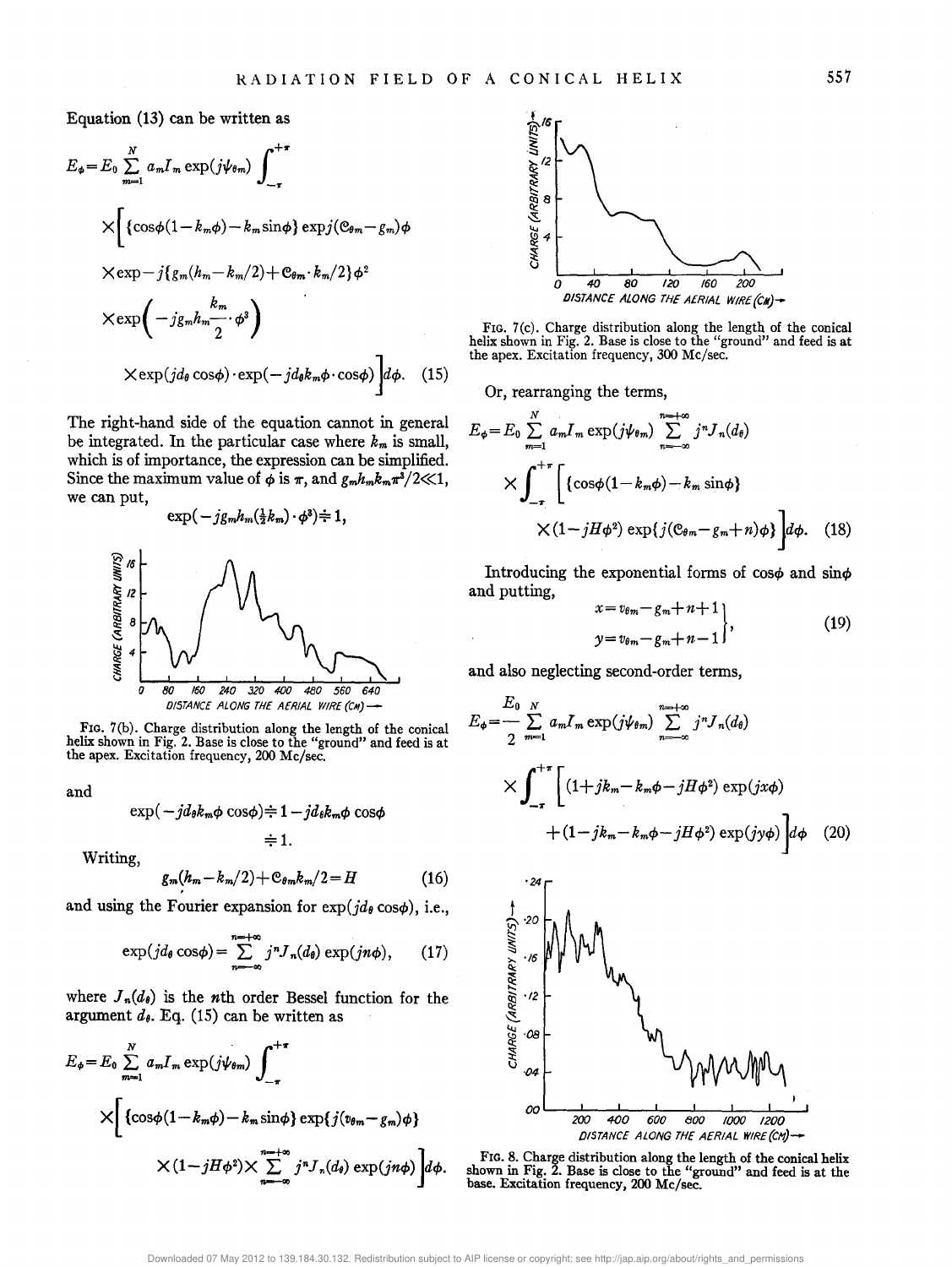Equation (13) can be written as

$$E_\phi = E_0 \sum_{m=1}^{N} a_m I_m \exp(j\psi_{\theta m}) \int_{-\pi}^{+\pi} \Big[ \{\cos\phi(1-k_m\phi) - k_m \sin\phi\} \exp j(\mathcal{C}_{\theta m} - g_m)\phi$$

$$\times \exp -j\{g_m(h_m - k_m/2) + \mathcal{C}_{\theta m} \cdot k_m/2\}\phi^2$$

$$\times \exp\left(-jg_m h_m \frac{k_m}{2} \cdot \phi^3\right)$$

$$\times \exp(jd_\theta \cos\phi) \cdot \exp(-jd_\theta k_m \phi \cdot \cos\phi) \Big] d\phi. \quad (15)$$

The right-hand side of the equation cannot in general be integrated. In the particular case where $k_m$ is small, which is of importance, the expression can be simplified. Since the maximum value of $\phi$ is $\pi$, and $g_m h_m k_m \pi^3/2 \ll 1$, we can put,

$$\exp(-jg_m h_m(\tfrac{1}{2}k_m) \cdot \phi^3) \doteq 1,$$

FIG. 7(b). Charge distribution along the length of the conical helix shown in Fig. 2. Base is close to the "ground" and feed is at the apex. Excitation frequency, 200 Mc/sec.

and

$$\exp(-jd_\theta k_m \phi \cos\phi) \doteq 1 - jd_\theta k_m \phi \cos\phi \doteq 1.$$

Writing,

$$g_m(h_m - k_m/2) + \mathcal{C}_{\theta m} k_m/2 = H \quad (16)$$

and using the Fourier expansion for $\exp(jd_\theta \cos\phi)$, i.e.,

$$\exp(jd_\theta \cos\phi) = \sum_{n=-\infty}^{n=+\infty} j^n J_n(d_\theta) \exp(jn\phi), \quad (17)$$

where $J_n(d_\theta)$ is the $n$th order Bessel function for the argument $d_\theta$. Eq. (15) can be written as

$$E_\phi = E_0 \sum_{m=1}^{N} a_m I_m \exp(j\psi_{\theta m}) \int_{-\pi}^{+\pi} \Big[ \{\cos\phi(1-k_m\phi) - k_m \sin\phi\} \exp\{j(v_{\theta m} - g_m)\phi\}$$

$$\times (1 - jH\phi^2) \times \sum_{n=-\infty}^{n=+\infty} j^n J_n(d_\theta) \exp(jn\phi) \Big] d\phi.$$

FIG. 7(c). Charge distribution along the length of the conical helix shown in Fig. 2. Base is close to the "ground" and feed is at the apex. Excitation frequency, 300 Mc/sec.

Or, rearranging the terms,

$$E_\phi = E_0 \sum_{m=1}^{N} a_m I_m \exp(j\psi_{\theta m}) \sum_{n=-\infty}^{n=+\infty} j^n J_n(d_\theta) \times \int_{-\pi}^{+\pi} \Big[ \{\cos\phi(1-k_m\phi) - k_m \sin\phi\}$$

$$\times (1 - jH\phi^2) \exp\{j(\mathcal{C}_{\theta m} - g_m + n)\phi\} \Big] d\phi. \quad (18)$$

Introducing the exponential forms of $\cos\phi$ and $\sin\phi$ and putting,

$$\left.\begin{array}{l} x = v_{\theta m} - g_m + n + 1 \\ y = v_{\theta m} - g_m + n - 1 \end{array}\right\}, \quad (19)$$

and also neglecting second-order terms,

$$E_\phi = \frac{E_0}{2} \sum_{m=1}^{N} a_m I_m \exp(j\psi_{\theta m}) \sum_{n=-\infty}^{n=+\infty} j^n J_n(d_\theta)$$

$$\times \int_{-\pi}^{+\pi} \Big[ (1 + jk_m - k_m\phi - jH\phi^2) \exp(jx\phi) + (1 - jk_m - k_m\phi - jH\phi^2) \exp(jy\phi) \Big] d\phi \quad (20)$$

FIG. 8. Charge distribution along the length of the conical helix shown in Fig. 2. Base is close to the "ground" and feed is at the base. Excitation frequency, 200 Mc/sec.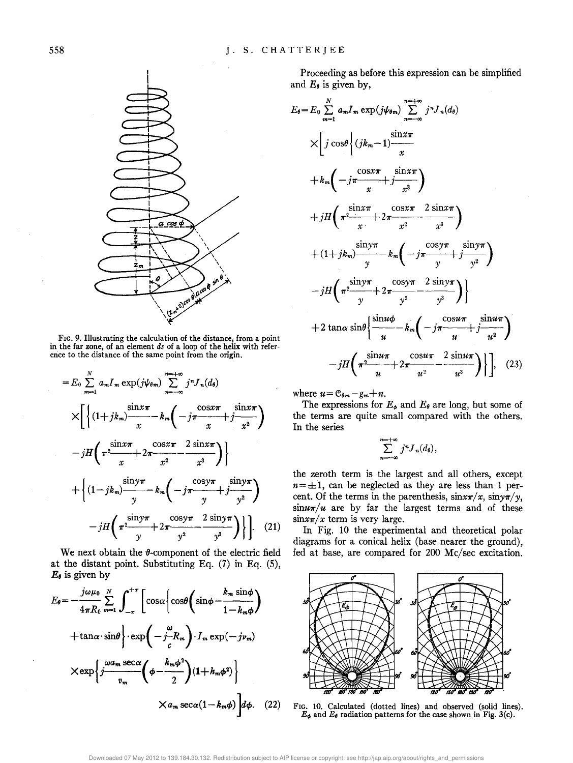FIG. 9. Illustrating the calculation of the distance, from a point in the far zone, of an element $ds$ of a loop of the helix with reference to the distance of the same point from the origin.

$$
\begin{aligned}
&= E_0 \sum_{m=1}^{N} a_m I_m \exp(j\psi_{\theta m}) \sum_{n=-\infty}^{n=+\infty} j^n J_n(d_\theta) \\
&\times \Bigg[ \Bigg\{ (1+jk_m)\frac{\sin x\pi}{x} - k_m\left(-j\pi\frac{\cos x\pi}{x} + j\frac{\sin x\pi}{x^2}\right) \\
&\quad - jH\left(\pi^2\frac{\sin x\pi}{x} + 2\pi\frac{\cos x\pi}{x^2} - \frac{2\sin x\pi}{x^3}\right)\Bigg\} \\
&\quad + \Bigg\{ (1-jk_m)\frac{\sin y\pi}{y} - k_m\left(-j\pi\frac{\cos y\pi}{y} + j\frac{\sin y\pi}{y^2}\right) \\
&\quad - jH\left(\pi^2\frac{\sin y\pi}{y} + 2\pi\frac{\cos y\pi}{y^2} - \frac{2\sin y\pi}{y^3}\right)\Bigg\}\Bigg]. \quad (21)
\end{aligned}
$$

We next obtain the $\theta$-component of the electric field at the distant point. Substituting Eq. (7) in Eq. (5), $E_\theta$ is given by

$$
\begin{aligned}
E_\theta = -\frac{j\omega\mu_0}{4\pi R_0}\sum_{m=1}^{N}\int_{-\pi}^{+\pi}\Bigg[&\cos\alpha\left\{\cos\theta\left(\sin\phi - \frac{k_m\sin\phi}{1-k_m\phi}\right)\right. \\
&\left. + \tan\alpha\cdot\sin\theta\right\}\cdot\exp\left(-j\frac{\omega}{c}R_m\right)\cdot I_m\exp(-j\nu_m) \\
&\times\exp\left\{j\frac{\omega a_m\sec\alpha}{v_m}\left(\phi - \frac{k_m\phi^2}{2}\right)(1+h_m\phi^2)\right\} \\
&\times a_m\sec\alpha(1-k_m\phi)\Bigg]d\phi. \quad (22)
\end{aligned}
$$

Proceeding as before this expression can be simplified and $E_\theta$ is given by,

$$
\begin{aligned}
E_\theta = E_0 &\sum_{m=1}^{N} a_m I_m \exp(j\psi_{\theta m}) \sum_{n=-\infty}^{n=+\infty} j^n J_n(d_\theta) \\
&\times\Bigg[ j\cos\theta\Bigg\{(jk_m - 1)\frac{\sin x\pi}{x} \\
&+ k_m\left(-j\pi\frac{\cos x\pi}{x} + j\frac{\sin x\pi}{x^3}\right) \\
&+ jH\left(\pi^2\frac{\sin x\pi}{x} + 2\pi\frac{\cos x\pi}{x^2} - \frac{2\sin x\pi}{x^3}\right) \\
&+ (1+jk_m)\frac{\sin y\pi}{y} - k_m\left(-j\pi\frac{\cos y\pi}{y} + j\frac{\sin y\pi}{y^2}\right) \\
&- jH\left(\pi^2\frac{\sin y\pi}{y} + 2\pi\frac{\cos y\pi}{y^2} - \frac{2\sin y\pi}{y^3}\right)\Bigg\} \\
&+ 2\tan\alpha\sin\theta\Bigg\{\frac{\sin u\phi}{u} - k_m\left(-j\pi\frac{\cos u\pi}{u} + j\frac{\sin u\pi}{u^2}\right) \\
&- jH\left(\pi^2\frac{\sin u\pi}{u} + 2\pi\frac{\cos u\pi}{u^2} - \frac{2\sin u\pi}{u^3}\right)\Bigg\}\Bigg], \quad (23)
\end{aligned}
$$

where $u = \mathfrak{C}_{\theta m} - g_m + n$.

The expressions for $E_\phi$ and $E_\theta$ are long, but some of the terms are quite small compared with the others. In the series

$$\sum_{n=-\infty}^{n=+\infty} j^n J_n(d_\theta),$$

the zeroth term is the largest and all others, except $n = \pm 1$, can be neglected as they are less than 1 percent. Of the terms in the parenthesis, $\sin x\pi/x$, $\sin y\pi/y$, $\sin u\pi/u$ are by far the largest terms and of these $\sin x\pi/x$ term is very large.

In Fig. 10 the experimental and theoretical polar diagrams for a conical helix (base nearer the ground), fed at base, are compared for 200 Mc/sec excitation.

FIG. 10. Calculated (dotted lines) and observed (solid lines). $E_\phi$ and $E_\theta$ radiation patterns for the case shown in Fig. 3(c).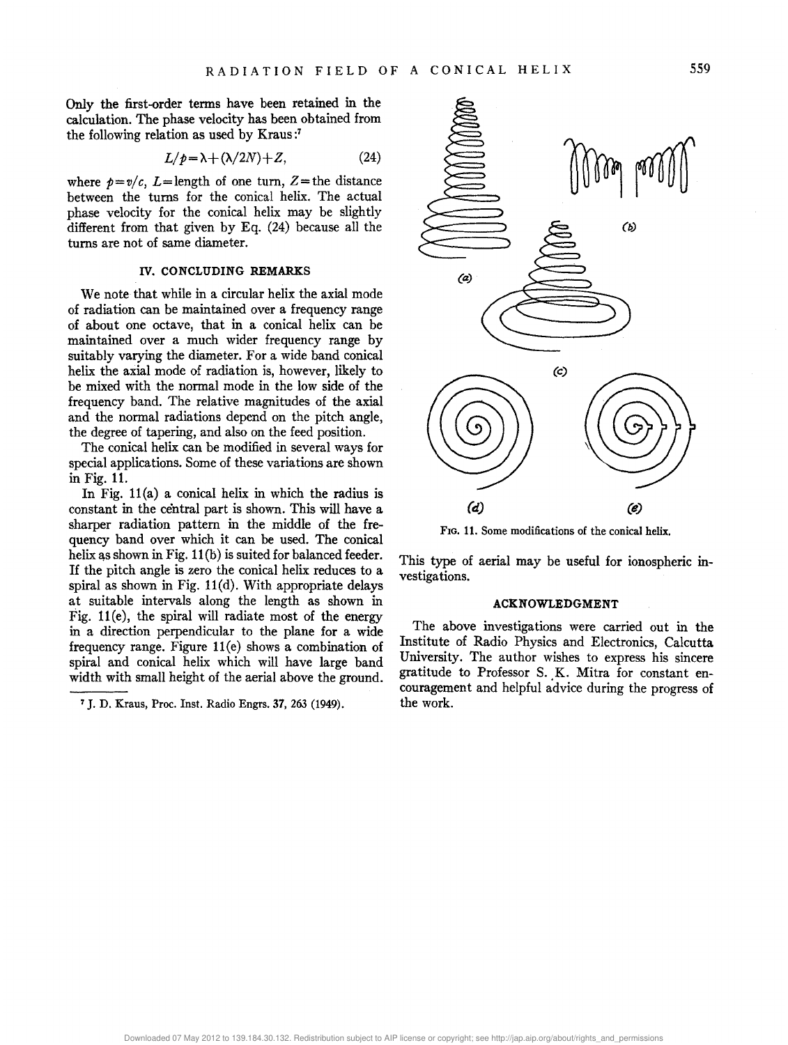Only the first-order terms have been retained in the calculation. The phase velocity has been obtained from the following relation as used by Kraus:[7]

$$L/p = \lambda + (\lambda/2N) + Z, \tag{24}$$

where $p = v/c$, $L$ = length of one turn, $Z$ = the distance between the turns for the conical helix. The actual phase velocity for the conical helix may be slightly different from that given by Eq. (24) because all the turns are not of same diameter.

### IV. CONCLUDING REMARKS

We note that while in a circular helix the axial mode of radiation can be maintained over a frequency range of about one octave, that in a conical helix can be maintained over a much wider frequency range by suitably varying the diameter. For a wide band conical helix the axial mode of radiation is, however, likely to be mixed with the normal mode in the low side of the frequency band. The relative magnitudes of the axial and the normal radiations depend on the pitch angle, the degree of tapering, and also on the feed position.

The conical helix can be modified in several ways for special applications. Some of these variations are shown in Fig. 11.

In Fig. 11(a) a conical helix in which the radius is constant in the central part is shown. This will have a sharper radiation pattern in the middle of the frequency band over which it can be used. The conical helix as shown in Fig. 11(b) is suited for balanced feeder. If the pitch angle is zero the conical helix reduces to a spiral as shown in Fig. 11(d). With appropriate delays at suitable intervals along the length as shown in Fig. 11(e), the spiral will radiate most of the energy in a direction perpendicular to the plane for a wide frequency range. Figure 11(e) shows a combination of spiral and conical helix which will have large band width with small height of the aerial above the ground. This type of aerial may be useful for ionospheric investigations.

(a)

(b)

(c)

(d)

(e)

FIG. 11. Some modifications of the conical helix.

### ACKNOWLEDGMENT

The above investigations were carried out in the Institute of Radio Physics and Electronics, Calcutta University. The author wishes to express his sincere gratitude to Professor S. K. Mitra for constant encouragement and helpful advice during the progress of the work.

---

[7] J. D. Kraus, Proc. Inst. Radio Engrs. 37, 263 (1949).